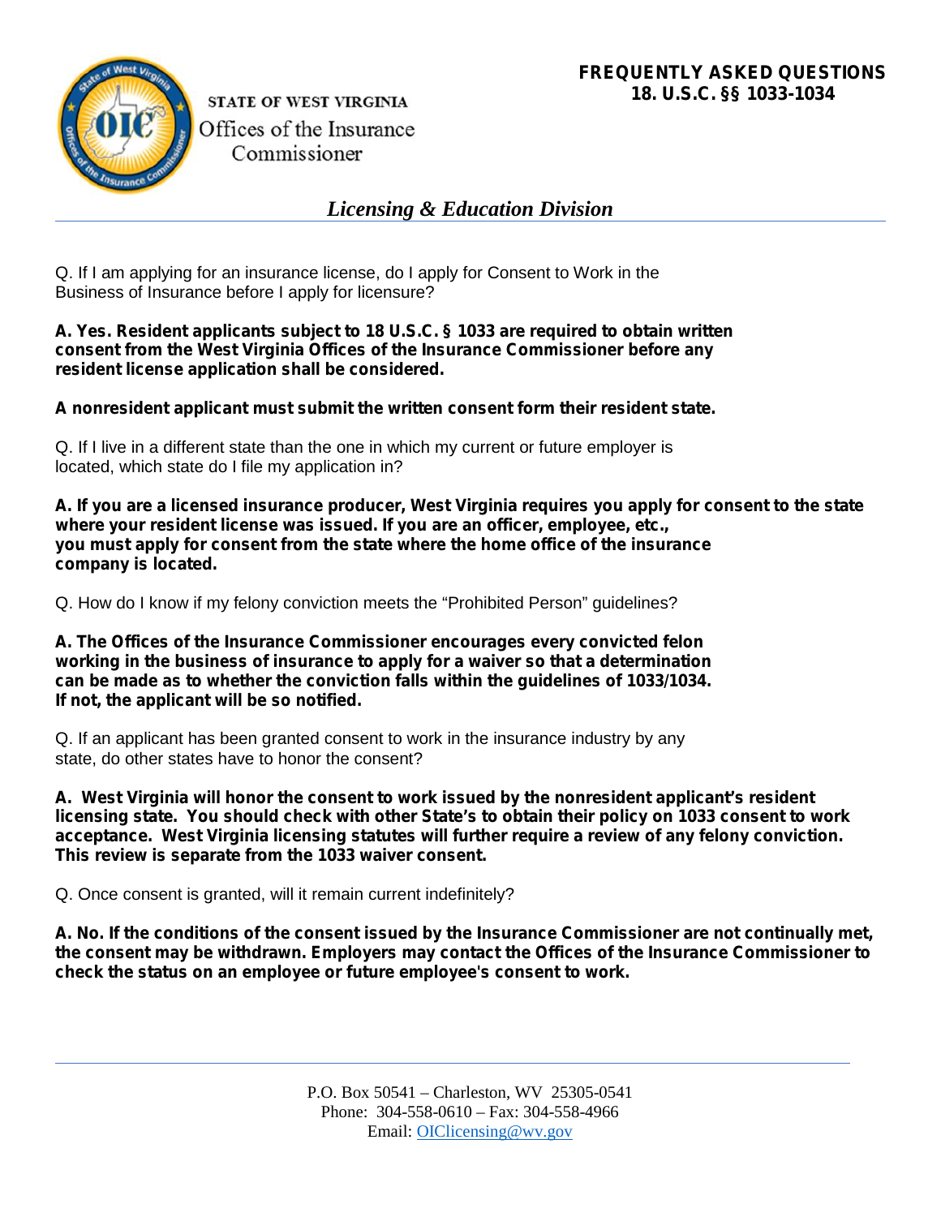**STATE OF WEST VIRGINIA**
Offices of the Insurance Commissioner

**FREQUENTLY ASKED QUESTIONS**
**18. U.S.C. §§ 1033-1034**

## *Licensing & Education Division*

Q. If I am applying for an insurance license, do I apply for Consent to Work in the Business of Insurance before I apply for licensure?

**A. Yes. Resident applicants subject to 18 U.S.C. § 1033 are required to obtain written consent from the West Virginia Offices of the Insurance Commissioner before any resident license application shall be considered.**

**A nonresident applicant must submit the written consent form their resident state.**

Q. If I live in a different state than the one in which my current or future employer is located, which state do I file my application in?

**A. If you are a licensed insurance producer, West Virginia requires you apply for consent to the state where your resident license was issued. If you are an officer, employee, etc., you must apply for consent from the state where the home office of the insurance company is located.**

Q. How do I know if my felony conviction meets the "Prohibited Person" guidelines?

**A. The Offices of the Insurance Commissioner encourages every convicted felon working in the business of insurance to apply for a waiver so that a determination can be made as to whether the conviction falls within the guidelines of 1033/1034. If not, the applicant will be so notified.**

Q. If an applicant has been granted consent to work in the insurance industry by any state, do other states have to honor the consent?

**A. West Virginia will honor the consent to work issued by the nonresident applicant's resident licensing state. You should check with other State's to obtain their policy on 1033 consent to work acceptance. West Virginia licensing statutes will further require a review of any felony conviction. This review is separate from the 1033 waiver consent.**

Q. Once consent is granted, will it remain current indefinitely?

**A. No. If the conditions of the consent issued by the Insurance Commissioner are not continually met, the consent may be withdrawn. Employers may contact the Offices of the Insurance Commissioner to check the status on an employee or future employee's consent to work.**

P.O. Box 50541 – Charleston, WV 25305-0541
Phone: 304-558-0610 – Fax: 304-558-4966
Email: OIClicensing@wv.gov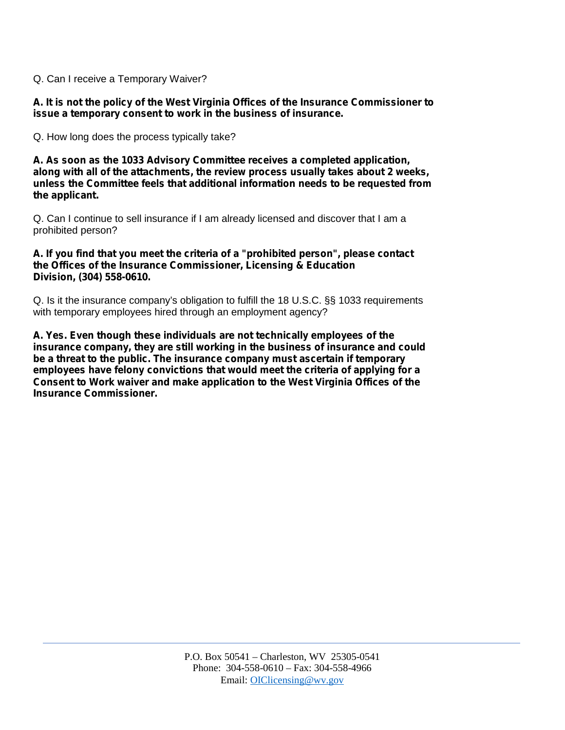Q. Can I receive a Temporary Waiver?

**A. It is not the policy of the West Virginia Offices of the Insurance Commissioner to issue a temporary consent to work in the business of insurance.**

Q. How long does the process typically take?

**A. As soon as the 1033 Advisory Committee receives a completed application, along with all of the attachments, the review process usually takes about 2 weeks, unless the Committee feels that additional information needs to be requested from the applicant.**

Q. Can I continue to sell insurance if I am already licensed and discover that I am a prohibited person?

**A. If you find that you meet the criteria of a "prohibited person", please contact the Offices of the Insurance Commissioner, Licensing & Education Division, (304) 558-0610.**

Q. Is it the insurance company's obligation to fulfill the 18 U.S.C. §§ 1033 requirements with temporary employees hired through an employment agency?

**A. Yes. Even though these individuals are not technically employees of the insurance company, they are still working in the business of insurance and could be a threat to the public. The insurance company must ascertain if temporary employees have felony convictions that would meet the criteria of applying for a Consent to Work waiver and make application to the West Virginia Offices of the Insurance Commissioner.**

P.O. Box 50541 – Charleston, WV 25305-0541
Phone: 304-558-0610 – Fax: 304-558-4966
Email: OIClicensing@wv.gov